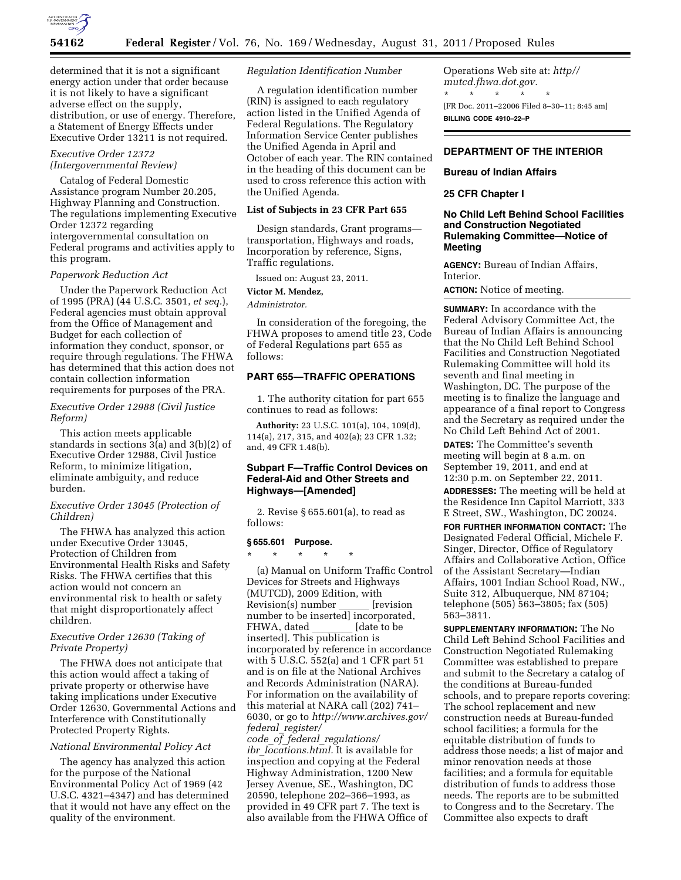determined that it is not a significant energy action under that order because it is not likely to have a significant adverse effect on the supply, distribution, or use of energy. Therefore, a Statement of Energy Effects under Executive Order 13211 is not required.

*Executive Order 12372 (Intergovernmental Review)*

Catalog of Federal Domestic Assistance program Number 20.205, Highway Planning and Construction. The regulations implementing Executive Order 12372 regarding intergovernmental consultation on Federal programs and activities apply to this program.

*Paperwork Reduction Act*

Under the Paperwork Reduction Act of 1995 (PRA) (44 U.S.C. 3501, *et seq.*), Federal agencies must obtain approval from the Office of Management and Budget for each collection of information they conduct, sponsor, or require through regulations. The FHWA has determined that this action does not contain collection information requirements for purposes of the PRA.

*Executive Order 12988 (Civil Justice Reform)*

This action meets applicable standards in sections 3(a) and 3(b)(2) of Executive Order 12988, Civil Justice Reform, to minimize litigation, eliminate ambiguity, and reduce burden.

*Executive Order 13045 (Protection of Children)*

The FHWA has analyzed this action under Executive Order 13045, Protection of Children from Environmental Health Risks and Safety Risks. The FHWA certifies that this action would not concern an environmental risk to health or safety that might disproportionately affect children.

*Executive Order 12630 (Taking of Private Property)*

The FHWA does not anticipate that this action would affect a taking of private property or otherwise have taking implications under Executive Order 12630, Governmental Actions and Interference with Constitutionally Protected Property Rights.

*National Environmental Policy Act*

The agency has analyzed this action for the purpose of the National Environmental Policy Act of 1969 (42 U.S.C. 4321–4347) and has determined that it would not have any effect on the quality of the environment.

*Regulation Identification Number*

A regulation identification number (RIN) is assigned to each regulatory action listed in the Unified Agenda of Federal Regulations. The Regulatory Information Service Center publishes the Unified Agenda in April and October of each year. The RIN contained in the heading of this document can be used to cross reference this action with the Unified Agenda.

**List of Subjects in 23 CFR Part 655**

Design standards, Grant programs—transportation, Highways and roads, Incorporation by reference, Signs, Traffic regulations.

Issued on: August 23, 2011.

**Victor M. Mendez,**

*Administrator.*

In consideration of the foregoing, the FHWA proposes to amend title 23, Code of Federal Regulations part 655 as follows:

## PART 655—TRAFFIC OPERATIONS

1. The authority citation for part 655 continues to read as follows:

**Authority:** 23 U.S.C. 101(a), 104, 109(d), 114(a), 217, 315, and 402(a); 23 CFR 1.32; and, 49 CFR 1.48(b).

### Subpart F—Traffic Control Devices on Federal-Aid and Other Streets and Highways—[Amended]

2. Revise § 655.601(a), to read as follows:

**§ 655.601 Purpose.**

\* \* \* \* \*

(a) Manual on Uniform Traffic Control Devices for Streets and Highways (MUTCD), 2009 Edition, with Revision(s) number ______ [revision number to be inserted] incorporated, FHWA, dated ________ [date to be inserted]. This publication is incorporated by reference in accordance with 5 U.S.C. 552(a) and 1 CFR part 51 and is on file at the National Archives and Records Administration (NARA). For information on the availability of this material at NARA call (202) 741–6030, or go to *http://www.archives.gov/federal_register/code_of_federal_regulations/ibr_locations.html.* It is available for inspection and copying at the Federal Highway Administration, 1200 New Jersey Avenue, SE., Washington, DC 20590, telephone 202–366–1993, as provided in 49 CFR part 7. The text is also available from the FHWA Office of Operations Web site at: *http//mutcd.fhwa.dot.gov.*

\* \* \* \* \*

[FR Doc. 2011–22006 Filed 8–30–11; 8:45 am]

**BILLING CODE 4910–22–P**

## DEPARTMENT OF THE INTERIOR

### Bureau of Indian Affairs

### 25 CFR Chapter I

### No Child Left Behind School Facilities and Construction Negotiated Rulemaking Committee—Notice of Meeting

**AGENCY:** Bureau of Indian Affairs, Interior.

**ACTION:** Notice of meeting.

**SUMMARY:** In accordance with the Federal Advisory Committee Act, the Bureau of Indian Affairs is announcing that the No Child Left Behind School Facilities and Construction Negotiated Rulemaking Committee will hold its seventh and final meeting in Washington, DC. The purpose of the meeting is to finalize the language and appearance of a final report to Congress and the Secretary as required under the No Child Left Behind Act of 2001.

**DATES:** The Committee's seventh meeting will begin at 8 a.m. on September 19, 2011, and end at 12:30 p.m. on September 22, 2011.

**ADDRESSES:** The meeting will be held at the Residence Inn Capitol Marriott, 333 E Street, SW., Washington, DC 20024.

**FOR FURTHER INFORMATION CONTACT:** The Designated Federal Official, Michele F. Singer, Director, Office of Regulatory Affairs and Collaborative Action, Office of the Assistant Secretary—Indian Affairs, 1001 Indian School Road, NW., Suite 312, Albuquerque, NM 87104; telephone (505) 563–3805; fax (505) 563–3811.

**SUPPLEMENTARY INFORMATION:** The No Child Left Behind School Facilities and Construction Negotiated Rulemaking Committee was established to prepare and submit to the Secretary a catalog of the conditions at Bureau-funded schools, and to prepare reports covering: The school replacement and new construction needs at Bureau-funded school facilities; a formula for the equitable distribution of funds to address those needs; a list of major and minor renovation needs at those facilities; and a formula for equitable distribution of funds to address those needs. The reports are to be submitted to Congress and to the Secretary. The Committee also expects to draft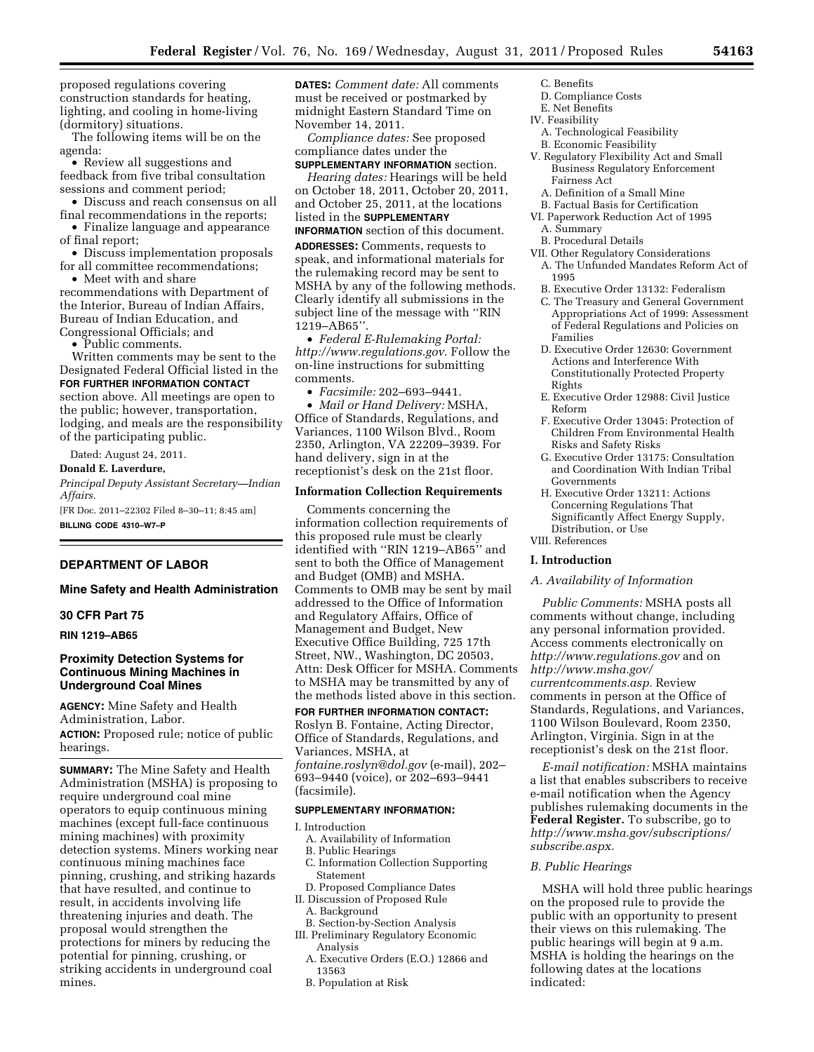proposed regulations covering construction standards for heating, lighting, and cooling in home-living (dormitory) situations.

The following items will be on the agenda:

- Review all suggestions and feedback from five tribal consultation sessions and comment period;
- Discuss and reach consensus on all final recommendations in the reports;
- Finalize language and appearance of final report;
- Discuss implementation proposals for all committee recommendations;
- Meet with and share recommendations with Department of the Interior, Bureau of Indian Affairs, Bureau of Indian Education, and Congressional Officials; and
- Public comments.

Written comments may be sent to the Designated Federal Official listed in the **FOR FURTHER INFORMATION CONTACT** section above. All meetings are open to the public; however, transportation, lodging, and meals are the responsibility of the participating public.

Dated: August 24, 2011.

**Donald E. Laverdure,**

*Principal Deputy Assistant Secretary—Indian Affairs.*

[FR Doc. 2011–22302 Filed 8–30–11; 8:45 am]

**BILLING CODE 4310–W7–P**

## DEPARTMENT OF LABOR

### Mine Safety and Health Administration

### 30 CFR Part 75

### RIN 1219–AB65

## Proximity Detection Systems for Continuous Mining Machines in Underground Coal Mines

**AGENCY:** Mine Safety and Health Administration, Labor.

**ACTION:** Proposed rule; notice of public hearings.

**SUMMARY:** The Mine Safety and Health Administration (MSHA) is proposing to require underground coal mine operators to equip continuous mining machines (except full-face continuous mining machines) with proximity detection systems. Miners working near continuous mining machines face pinning, crushing, and striking hazards that have resulted, and continue to result, in accidents involving life threatening injuries and death. The proposal would strengthen the protections for miners by reducing the potential for pinning, crushing, or striking accidents in underground coal mines.

**DATES:** *Comment date:* All comments must be received or postmarked by midnight Eastern Standard Time on November 14, 2011.

*Compliance dates:* See proposed compliance dates under the **SUPPLEMENTARY INFORMATION** section.

*Hearing dates:* Hearings will be held on October 18, 2011, October 20, 2011, and October 25, 2011, at the locations listed in the **SUPPLEMENTARY INFORMATION** section of this document.

**ADDRESSES:** Comments, requests to speak, and informational materials for the rulemaking record may be sent to MSHA by any of the following methods. Clearly identify all submissions in the subject line of the message with ''RIN 1219–AB65''.

- *Federal E-Rulemaking Portal: http://www.regulations.gov*. Follow the on-line instructions for submitting comments.
- *Facsimile:* 202–693–9441.
- *Mail or Hand Delivery:* MSHA, Office of Standards, Regulations, and Variances, 1100 Wilson Blvd., Room 2350, Arlington, VA 22209–3939. For hand delivery, sign in at the receptionist's desk on the 21st floor.

### Information Collection Requirements

Comments concerning the information collection requirements of this proposed rule must be clearly identified with ''RIN 1219–AB65'' and sent to both the Office of Management and Budget (OMB) and MSHA. Comments to OMB may be sent by mail addressed to the Office of Information and Regulatory Affairs, Office of Management and Budget, New Executive Office Building, 725 17th Street, NW., Washington, DC 20503, Attn: Desk Officer for MSHA. Comments to MSHA may be transmitted by any of the methods listed above in this section.

**FOR FURTHER INFORMATION CONTACT:** Roslyn B. Fontaine, Acting Director, Office of Standards, Regulations, and Variances, MSHA, at *fontaine.roslyn@dol.gov* (e-mail), 202–693–9440 (voice), or 202–693–9441 (facsimile).

**SUPPLEMENTARY INFORMATION:**

I. Introduction
  A. Availability of Information
  B. Public Hearings
  C. Information Collection Supporting Statement
  D. Proposed Compliance Dates
II. Discussion of Proposed Rule
  A. Background
  B. Section-by-Section Analysis
III. Preliminary Regulatory Economic Analysis
  A. Executive Orders (E.O.) 12866 and 13563
  B. Population at Risk
  C. Benefits
  D. Compliance Costs
  E. Net Benefits
IV. Feasibility
  A. Technological Feasibility
  B. Economic Feasibility
V. Regulatory Flexibility Act and Small Business Regulatory Enforcement Fairness Act
  A. Definition of a Small Mine
  B. Factual Basis for Certification
VI. Paperwork Reduction Act of 1995
  A. Summary
  B. Procedural Details
VII. Other Regulatory Considerations
  A. The Unfunded Mandates Reform Act of 1995
  B. Executive Order 13132: Federalism
  C. The Treasury and General Government Appropriations Act of 1999: Assessment of Federal Regulations and Policies on Families
  D. Executive Order 12630: Government Actions and Interference With Constitutionally Protected Property Rights
  E. Executive Order 12988: Civil Justice Reform
  F. Executive Order 13045: Protection of Children From Environmental Health Risks and Safety Risks
  G. Executive Order 13175: Consultation and Coordination With Indian Tribal Governments
  H. Executive Order 13211: Actions Concerning Regulations That Significantly Affect Energy Supply, Distribution, or Use
VIII. References

### I. Introduction

#### *A. Availability of Information*

*Public Comments:* MSHA posts all comments without change, including any personal information provided. Access comments electronically on *http://www.regulations.gov* and on *http://www.msha.gov/currentcomments.asp.* Review comments in person at the Office of Standards, Regulations, and Variances, 1100 Wilson Boulevard, Room 2350, Arlington, Virginia. Sign in at the receptionist's desk on the 21st floor.

*E-mail notification:* MSHA maintains a list that enables subscribers to receive e-mail notification when the Agency publishes rulemaking documents in the **Federal Register.** To subscribe, go to *http://www.msha.gov/subscriptions/subscribe.aspx*.

#### *B. Public Hearings*

MSHA will hold three public hearings on the proposed rule to provide the public with an opportunity to present their views on this rulemaking. The public hearings will begin at 9 a.m. MSHA is holding the hearings on the following dates at the locations indicated: